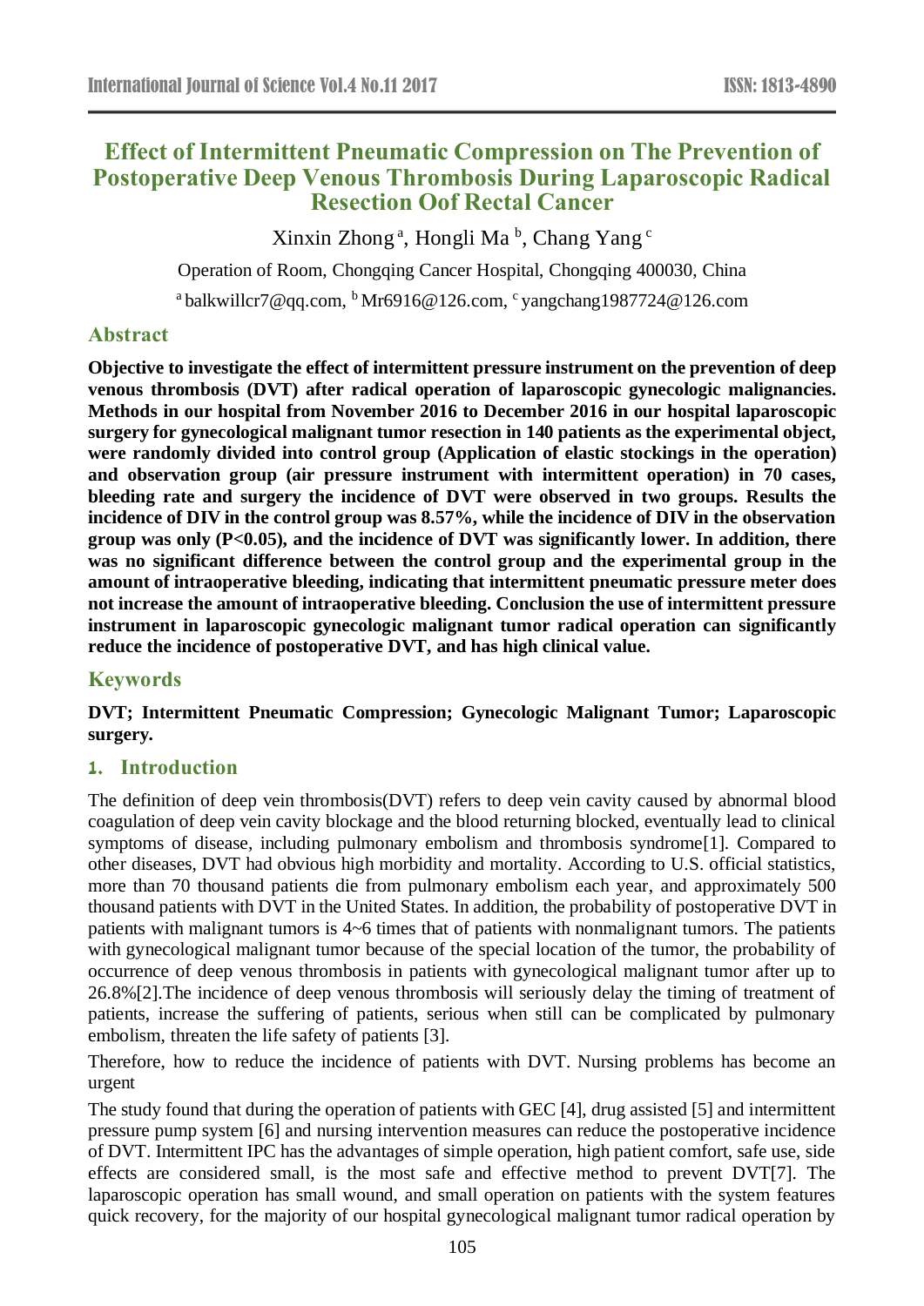# Effect of Intermittent Pneumatic Compression on The Prevention of Postoperative Deep Venous Thrombosis During Laparoscopic Radical Resection Oof Rectal Cancer

Xinxin Zhong [a], Hongli Ma [b], Chang Yang [c]

Operation of Room, Chongqing Cancer Hospital, Chongqing 400030, China

[a] balkwillcr7@qq.com, [b] Mr6916@126.com, [c] yangchang1987724@126.com

## Abstract

**Objective to investigate the effect of intermittent pressure instrument on the prevention of deep venous thrombosis (DVT) after radical operation of laparoscopic gynecologic malignancies. Methods in our hospital from November 2016 to December 2016 in our hospital laparoscopic surgery for gynecological malignant tumor resection in 140 patients as the experimental object, were randomly divided into control group (Application of elastic stockings in the operation) and observation group (air pressure instrument with intermittent operation) in 70 cases, bleeding rate and surgery the incidence of DVT were observed in two groups. Results the incidence of DIV in the control group was 8.57%, while the incidence of DIV in the observation group was only (P<0.05), and the incidence of DVT was significantly lower. In addition, there was no significant difference between the control group and the experimental group in the amount of intraoperative bleeding, indicating that intermittent pneumatic pressure meter does not increase the amount of intraoperative bleeding. Conclusion the use of intermittent pressure instrument in laparoscopic gynecologic malignant tumor radical operation can significantly reduce the incidence of postoperative DVT, and has high clinical value.**

## Keywords

**DVT; Intermittent Pneumatic Compression; Gynecologic Malignant Tumor; Laparoscopic surgery.**

## 1. Introduction

The definition of deep vein thrombosis(DVT) refers to deep vein cavity caused by abnormal blood coagulation of deep vein cavity blockage and the blood returning blocked, eventually lead to clinical symptoms of disease, including pulmonary embolism and thrombosis syndrome[1]. Compared to other diseases, DVT had obvious high morbidity and mortality. According to U.S. official statistics, more than 70 thousand patients die from pulmonary embolism each year, and approximately 500 thousand patients with DVT in the United States. In addition, the probability of postoperative DVT in patients with malignant tumors is 4~6 times that of patients with nonmalignant tumors. The patients with gynecological malignant tumor because of the special location of the tumor, the probability of occurrence of deep venous thrombosis in patients with gynecological malignant tumor after up to 26.8%[2].The incidence of deep venous thrombosis will seriously delay the timing of treatment of patients, increase the suffering of patients, serious when still can be complicated by pulmonary embolism, threaten the life safety of patients [3].

Therefore, how to reduce the incidence of patients with DVT. Nursing problems has become an urgent

The study found that during the operation of patients with GEC [4], drug assisted [5] and intermittent pressure pump system [6] and nursing intervention measures can reduce the postoperative incidence of DVT. Intermittent IPC has the advantages of simple operation, high patient comfort, safe use, side effects are considered small, is the most safe and effective method to prevent DVT[7]. The laparoscopic operation has small wound, and small operation on patients with the system features quick recovery, for the majority of our hospital gynecological malignant tumor radical operation by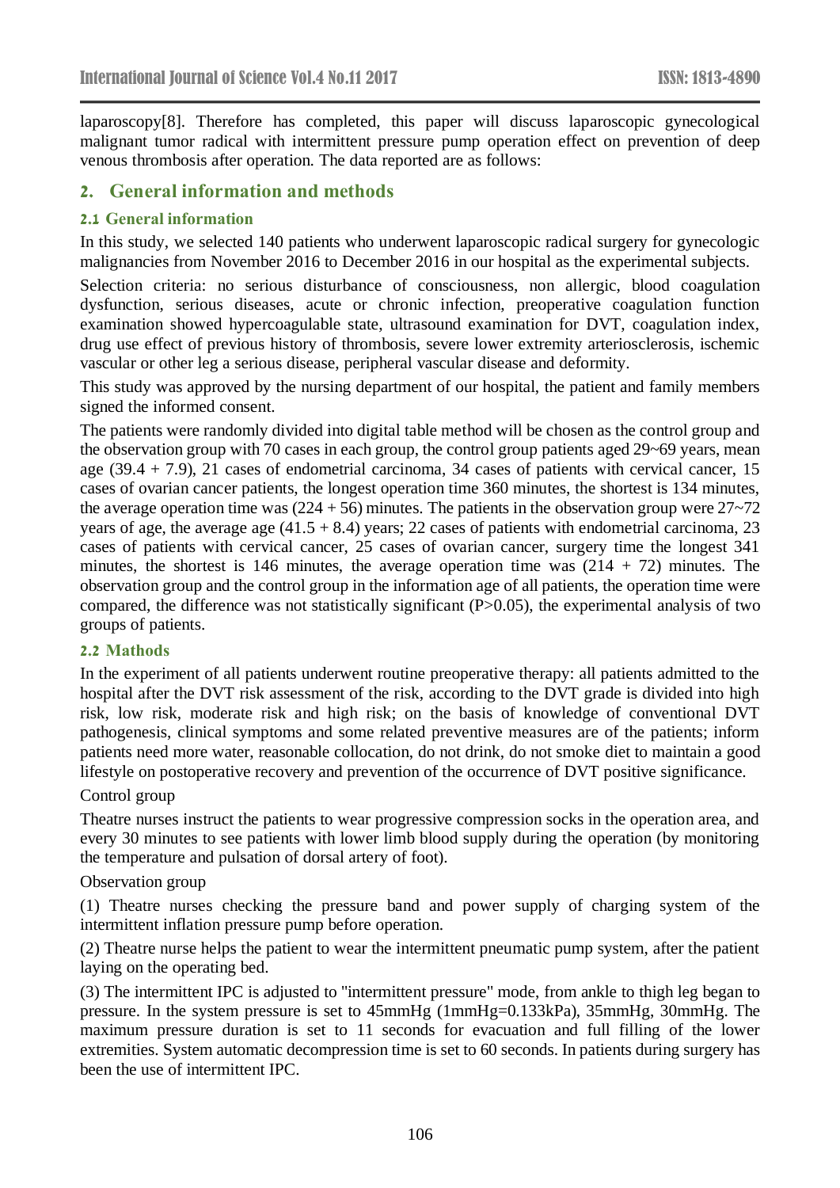laparoscopy[8]. Therefore has completed, this paper will discuss laparoscopic gynecological malignant tumor radical with intermittent pressure pump operation effect on prevention of deep venous thrombosis after operation. The data reported are as follows:

## 2. General information and methods

### 2.1 General information

In this study, we selected 140 patients who underwent laparoscopic radical surgery for gynecologic malignancies from November 2016 to December 2016 in our hospital as the experimental subjects.

Selection criteria: no serious disturbance of consciousness, non allergic, blood coagulation dysfunction, serious diseases, acute or chronic infection, preoperative coagulation function examination showed hypercoagulable state, ultrasound examination for DVT, coagulation index, drug use effect of previous history of thrombosis, severe lower extremity arteriosclerosis, ischemic vascular or other leg a serious disease, peripheral vascular disease and deformity.

This study was approved by the nursing department of our hospital, the patient and family members signed the informed consent.

The patients were randomly divided into digital table method will be chosen as the control group and the observation group with 70 cases in each group, the control group patients aged 29~69 years, mean age (39.4 + 7.9), 21 cases of endometrial carcinoma, 34 cases of patients with cervical cancer, 15 cases of ovarian cancer patients, the longest operation time 360 minutes, the shortest is 134 minutes, the average operation time was (224 + 56) minutes. The patients in the observation group were 27~72 years of age, the average age (41.5 + 8.4) years; 22 cases of patients with endometrial carcinoma, 23 cases of patients with cervical cancer, 25 cases of ovarian cancer, surgery time the longest 341 minutes, the shortest is 146 minutes, the average operation time was (214 + 72) minutes. The observation group and the control group in the information age of all patients, the operation time were compared, the difference was not statistically significant ($P>0.05$), the experimental analysis of two groups of patients.

### 2.2 Mathods

In the experiment of all patients underwent routine preoperative therapy: all patients admitted to the hospital after the DVT risk assessment of the risk, according to the DVT grade is divided into high risk, low risk, moderate risk and high risk; on the basis of knowledge of conventional DVT pathogenesis, clinical symptoms and some related preventive measures are of the patients; inform patients need more water, reasonable collocation, do not drink, do not smoke diet to maintain a good lifestyle on postoperative recovery and prevention of the occurrence of DVT positive significance.

Control group

Theatre nurses instruct the patients to wear progressive compression socks in the operation area, and every 30 minutes to see patients with lower limb blood supply during the operation (by monitoring the temperature and pulsation of dorsal artery of foot).

Observation group

(1) Theatre nurses checking the pressure band and power supply of charging system of the intermittent inflation pressure pump before operation.

(2) Theatre nurse helps the patient to wear the intermittent pneumatic pump system, after the patient laying on the operating bed.

(3) The intermittent IPC is adjusted to "intermittent pressure" mode, from ankle to thigh leg began to pressure. In the system pressure is set to 45mmHg (1mmHg=0.133kPa), 35mmHg, 30mmHg. The maximum pressure duration is set to 11 seconds for evacuation and full filling of the lower extremities. System automatic decompression time is set to 60 seconds. In patients during surgery has been the use of intermittent IPC.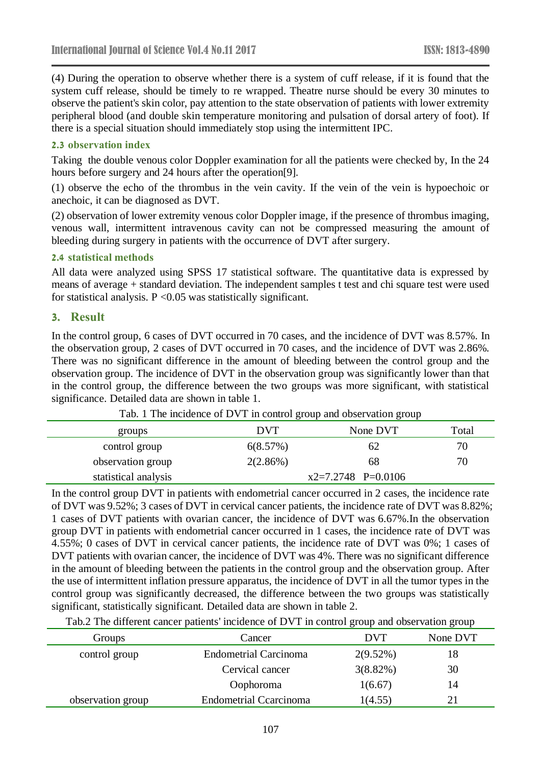(4) During the operation to observe whether there is a system of cuff release, if it is found that the system cuff release, should be timely to re wrapped. Theatre nurse should be every 30 minutes to observe the patient's skin color, pay attention to the state observation of patients with lower extremity peripheral blood (and double skin temperature monitoring and pulsation of dorsal artery of foot). If there is a special situation should immediately stop using the intermittent IPC.

### 2.3 observation index

Taking the double venous color Doppler examination for all the patients were checked by, In the 24 hours before surgery and 24 hours after the operation[9].

(1) observe the echo of the thrombus in the vein cavity. If the vein of the vein is hypoechoic or anechoic, it can be diagnosed as DVT.

(2) observation of lower extremity venous color Doppler image, if the presence of thrombus imaging, venous wall, intermittent intravenous cavity can not be compressed measuring the amount of bleeding during surgery in patients with the occurrence of DVT after surgery.

### 2.4 statistical methods

All data were analyzed using SPSS 17 statistical software. The quantitative data is expressed by means of average + standard deviation. The independent samples t test and chi square test were used for statistical analysis. $P < 0.05$ was statistically significant.

## 3. Result

In the control group, 6 cases of DVT occurred in 70 cases, and the incidence of DVT was 8.57%. In the observation group, 2 cases of DVT occurred in 70 cases, and the incidence of DVT was 2.86%. There was no significant difference in the amount of bleeding between the control group and the observation group. The incidence of DVT in the observation group was significantly lower than that in the control group, the difference between the two groups was more significant, with statistical significance. Detailed data are shown in table 1.

Tab. 1 The incidence of DVT in control group and observation group

| groups | DVT | None DVT | Total |
|---|---|---|---|
| control group | 6(8.57%) | 62 | 70 |
| observation group | 2(2.86%) | 68 | 70 |
| statistical analysis | $x2=7.2748$ $P=0.0106$ | | |

In the control group DVT in patients with endometrial cancer occurred in 2 cases, the incidence rate of DVT was 9.52%; 3 cases of DVT in cervical cancer patients, the incidence rate of DVT was 8.82%; 1 cases of DVT patients with ovarian cancer, the incidence of DVT was 6.67%.In the observation group DVT in patients with endometrial cancer occurred in 1 cases, the incidence rate of DVT was 4.55%; 0 cases of DVT in cervical cancer patients, the incidence rate of DVT was 0%; 1 cases of DVT patients with ovarian cancer, the incidence of DVT was 4%. There was no significant difference in the amount of bleeding between the patients in the control group and the observation group. After the use of intermittent inflation pressure apparatus, the incidence of DVT in all the tumor types in the control group was significantly decreased, the difference between the two groups was statistically significant, statistically significant. Detailed data are shown in table 2.

Tab.2 The different cancer patients' incidence of DVT in control group and observation group

| Groups | Cancer | DVT | None DVT |
|---|---|---|---|
| control group | Endometrial Carcinoma | 2(9.52%) | 18 |
| | Cervical cancer | 3(8.82%) | 30 |
| | Oophoroma | 1(6.67) | 14 |
| observation group | Endometrial Ccarcinoma | 1(4.55) | 21 |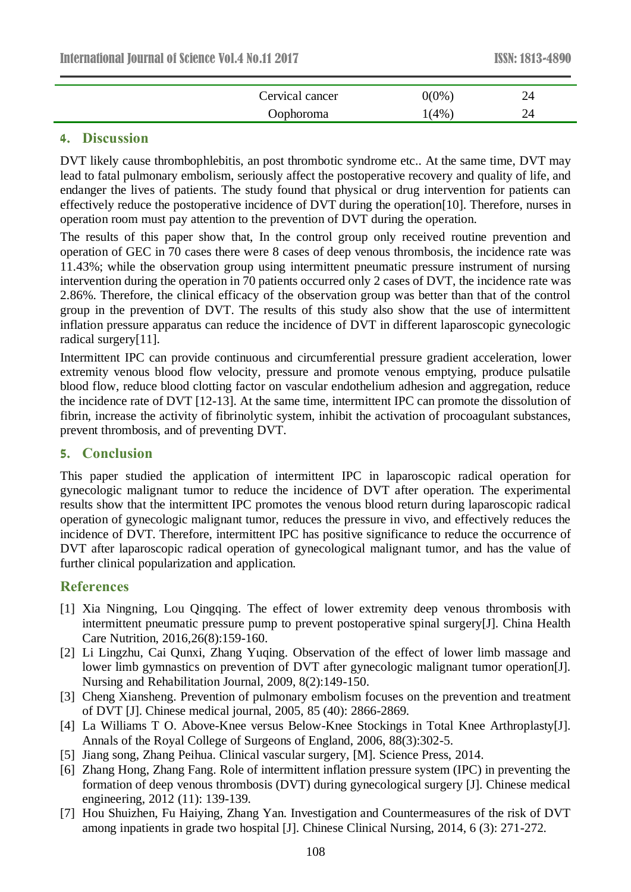| | | |
|---|---|---|
| Cervical cancer | 0(0%) | 24 |
| Oophoroma | 1(4%) | 24 |

## 4. Discussion

DVT likely cause thrombophlebitis, an post thrombotic syndrome etc.. At the same time, DVT may lead to fatal pulmonary embolism, seriously affect the postoperative recovery and quality of life, and endanger the lives of patients. The study found that physical or drug intervention for patients can effectively reduce the postoperative incidence of DVT during the operation[10]. Therefore, nurses in operation room must pay attention to the prevention of DVT during the operation.

The results of this paper show that, In the control group only received routine prevention and operation of GEC in 70 cases there were 8 cases of deep venous thrombosis, the incidence rate was 11.43%; while the observation group using intermittent pneumatic pressure instrument of nursing intervention during the operation in 70 patients occurred only 2 cases of DVT, the incidence rate was 2.86%. Therefore, the clinical efficacy of the observation group was better than that of the control group in the prevention of DVT. The results of this study also show that the use of intermittent inflation pressure apparatus can reduce the incidence of DVT in different laparoscopic gynecologic radical surgery[11].

Intermittent IPC can provide continuous and circumferential pressure gradient acceleration, lower extremity venous blood flow velocity, pressure and promote venous emptying, produce pulsatile blood flow, reduce blood clotting factor on vascular endothelium adhesion and aggregation, reduce the incidence rate of DVT [12-13]. At the same time, intermittent IPC can promote the dissolution of fibrin, increase the activity of fibrinolytic system, inhibit the activation of procoagulant substances, prevent thrombosis, and of preventing DVT.

## 5. Conclusion

This paper studied the application of intermittent IPC in laparoscopic radical operation for gynecologic malignant tumor to reduce the incidence of DVT after operation. The experimental results show that the intermittent IPC promotes the venous blood return during laparoscopic radical operation of gynecologic malignant tumor, reduces the pressure in vivo, and effectively reduces the incidence of DVT. Therefore, intermittent IPC has positive significance to reduce the occurrence of DVT after laparoscopic radical operation of gynecological malignant tumor, and has the value of further clinical popularization and application.

## References

[1] Xia Ningning, Lou Qingqing. The effect of lower extremity deep venous thrombosis with intermittent pneumatic pressure pump to prevent postoperative spinal surgery[J]. China Health Care Nutrition, 2016,26(8):159-160.

[2] Li Lingzhu, Cai Qunxi, Zhang Yuqing. Observation of the effect of lower limb massage and lower limb gymnastics on prevention of DVT after gynecologic malignant tumor operation[J]. Nursing and Rehabilitation Journal, 2009, 8(2):149-150.

[3] Cheng Xiansheng. Prevention of pulmonary embolism focuses on the prevention and treatment of DVT [J]. Chinese medical journal, 2005, 85 (40): 2866-2869.

[4] La Williams T O. Above-Knee versus Below-Knee Stockings in Total Knee Arthroplasty[J]. Annals of the Royal College of Surgeons of England, 2006, 88(3):302-5.

[5] Jiang song, Zhang Peihua. Clinical vascular surgery, [M]. Science Press, 2014.

[6] Zhang Hong, Zhang Fang. Role of intermittent inflation pressure system (IPC) in preventing the formation of deep venous thrombosis (DVT) during gynecological surgery [J]. Chinese medical engineering, 2012 (11): 139-139.

[7] Hou Shuizhen, Fu Haiying, Zhang Yan. Investigation and Countermeasures of the risk of DVT among inpatients in grade two hospital [J]. Chinese Clinical Nursing, 2014, 6 (3): 271-272.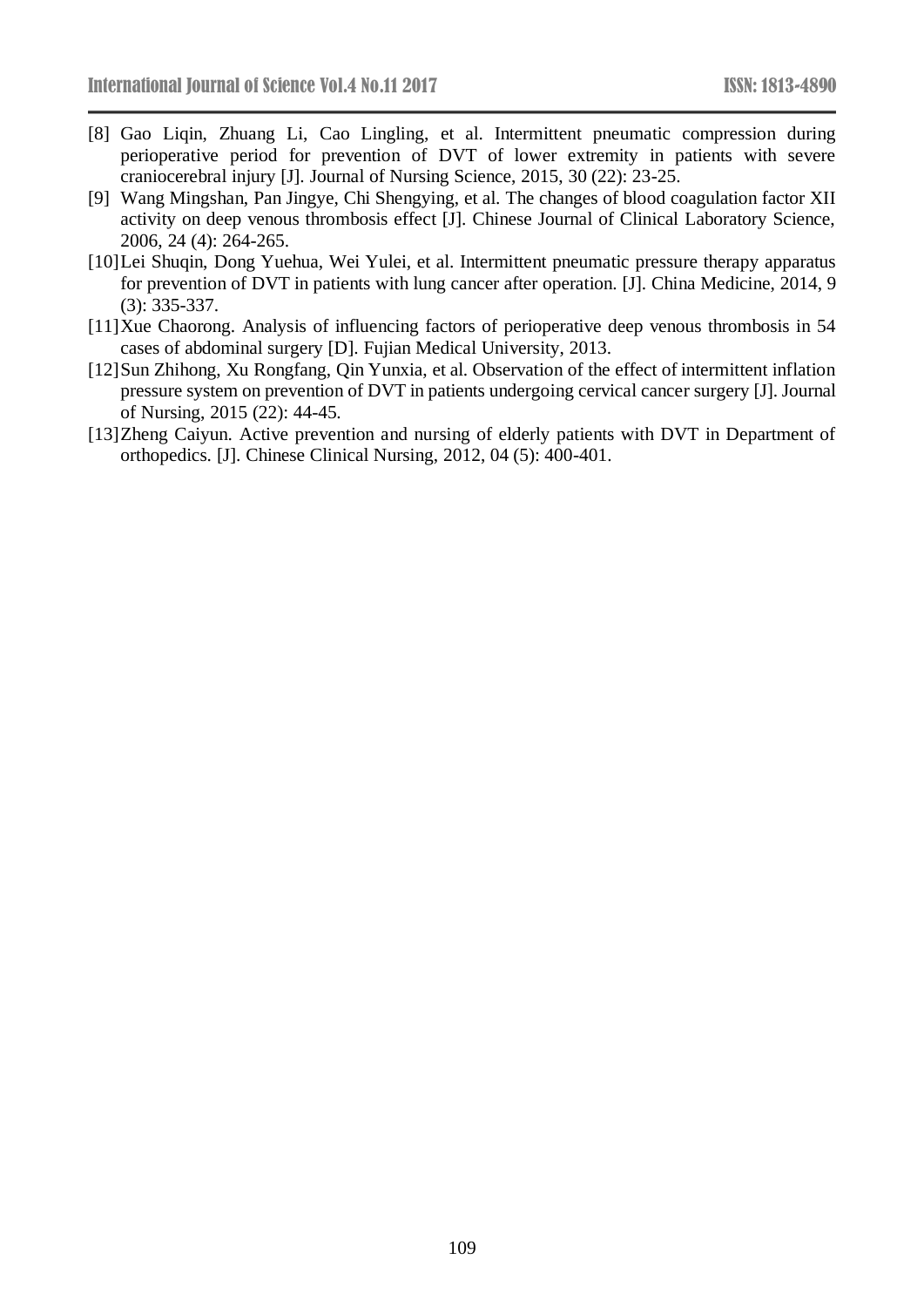[8] Gao Liqin, Zhuang Li, Cao Lingling, et al. Intermittent pneumatic compression during perioperative period for prevention of DVT of lower extremity in patients with severe craniocerebral injury [J]. Journal of Nursing Science, 2015, 30 (22): 23-25.

[9] Wang Mingshan, Pan Jingye, Chi Shengying, et al. The changes of blood coagulation factor XII activity on deep venous thrombosis effect [J]. Chinese Journal of Clinical Laboratory Science, 2006, 24 (4): 264-265.

[10] Lei Shuqin, Dong Yuehua, Wei Yulei, et al. Intermittent pneumatic pressure therapy apparatus for prevention of DVT in patients with lung cancer after operation. [J]. China Medicine, 2014, 9 (3): 335-337.

[11] Xue Chaorong. Analysis of influencing factors of perioperative deep venous thrombosis in 54 cases of abdominal surgery [D]. Fujian Medical University, 2013.

[12] Sun Zhihong, Xu Rongfang, Qin Yunxia, et al. Observation of the effect of intermittent inflation pressure system on prevention of DVT in patients undergoing cervical cancer surgery [J]. Journal of Nursing, 2015 (22): 44-45.

[13] Zheng Caiyun. Active prevention and nursing of elderly patients with DVT in Department of orthopedics. [J]. Chinese Clinical Nursing, 2012, 04 (5): 400-401.